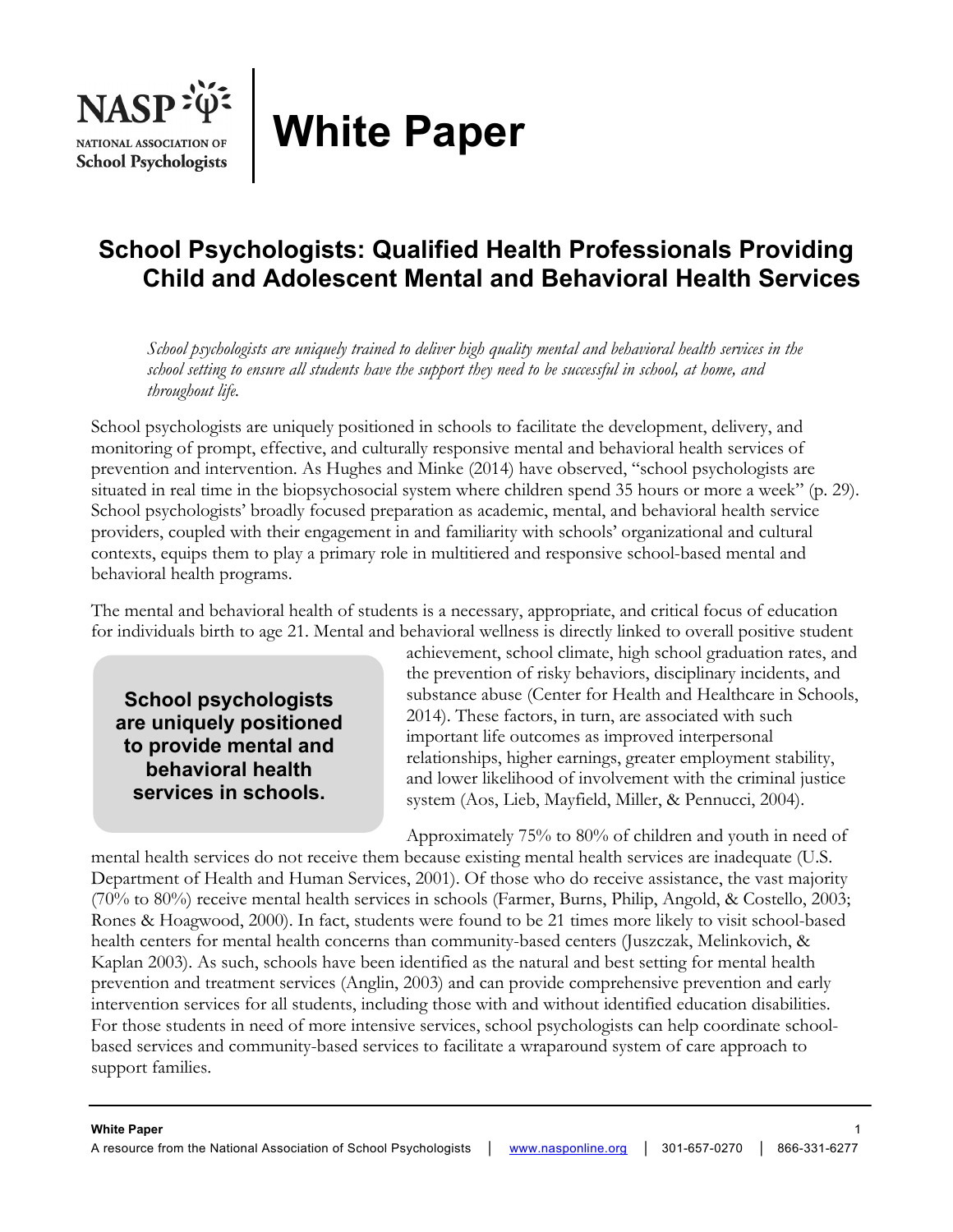NASP NATIONAL ASSOCIATION OF School Psychologists

# White Paper

## School Psychologists: Qualified Health Professionals Providing Child and Adolescent Mental and Behavioral Health Services

*School psychologists are uniquely trained to deliver high quality mental and behavioral health services in the school setting to ensure all students have the support they need to be successful in school, at home, and throughout life.*

School psychologists are uniquely positioned in schools to facilitate the development, delivery, and monitoring of prompt, effective, and culturally responsive mental and behavioral health services of prevention and intervention. As Hughes and Minke (2014) have observed, "school psychologists are situated in real time in the biopsychosocial system where children spend 35 hours or more a week" (p. 29). School psychologists' broadly focused preparation as academic, mental, and behavioral health service providers, coupled with their engagement in and familiarity with schools' organizational and cultural contexts, equips them to play a primary role in multitiered and responsive school-based mental and behavioral health programs.

The mental and behavioral health of students is a necessary, appropriate, and critical focus of education for individuals birth to age 21. Mental and behavioral wellness is directly linked to overall positive student achievement, school climate, high school graduation rates, and the prevention of risky behaviors, disciplinary incidents, and substance abuse (Center for Health and Healthcare in Schools, 2014). These factors, in turn, are associated with such important life outcomes as improved interpersonal relationships, higher earnings, greater employment stability, and lower likelihood of involvement with the criminal justice system (Aos, Lieb, Mayfield, Miller, & Pennucci, 2004).

**School psychologists are uniquely positioned to provide mental and behavioral health services in schools.**

Approximately 75% to 80% of children and youth in need of mental health services do not receive them because existing mental health services are inadequate (U.S. Department of Health and Human Services, 2001). Of those who do receive assistance, the vast majority (70% to 80%) receive mental health services in schools (Farmer, Burns, Philip, Angold, & Costello, 2003; Rones & Hoagwood, 2000). In fact, students were found to be 21 times more likely to visit school-based health centers for mental health concerns than community-based centers (Juszczak, Melinkovich, & Kaplan 2003). As such, schools have been identified as the natural and best setting for mental health prevention and treatment services (Anglin, 2003) and can provide comprehensive prevention and early intervention services for all students, including those with and without identified education disabilities. For those students in need of more intensive services, school psychologists can help coordinate school-based services and community-based services to facilitate a wraparound system of care approach to support families.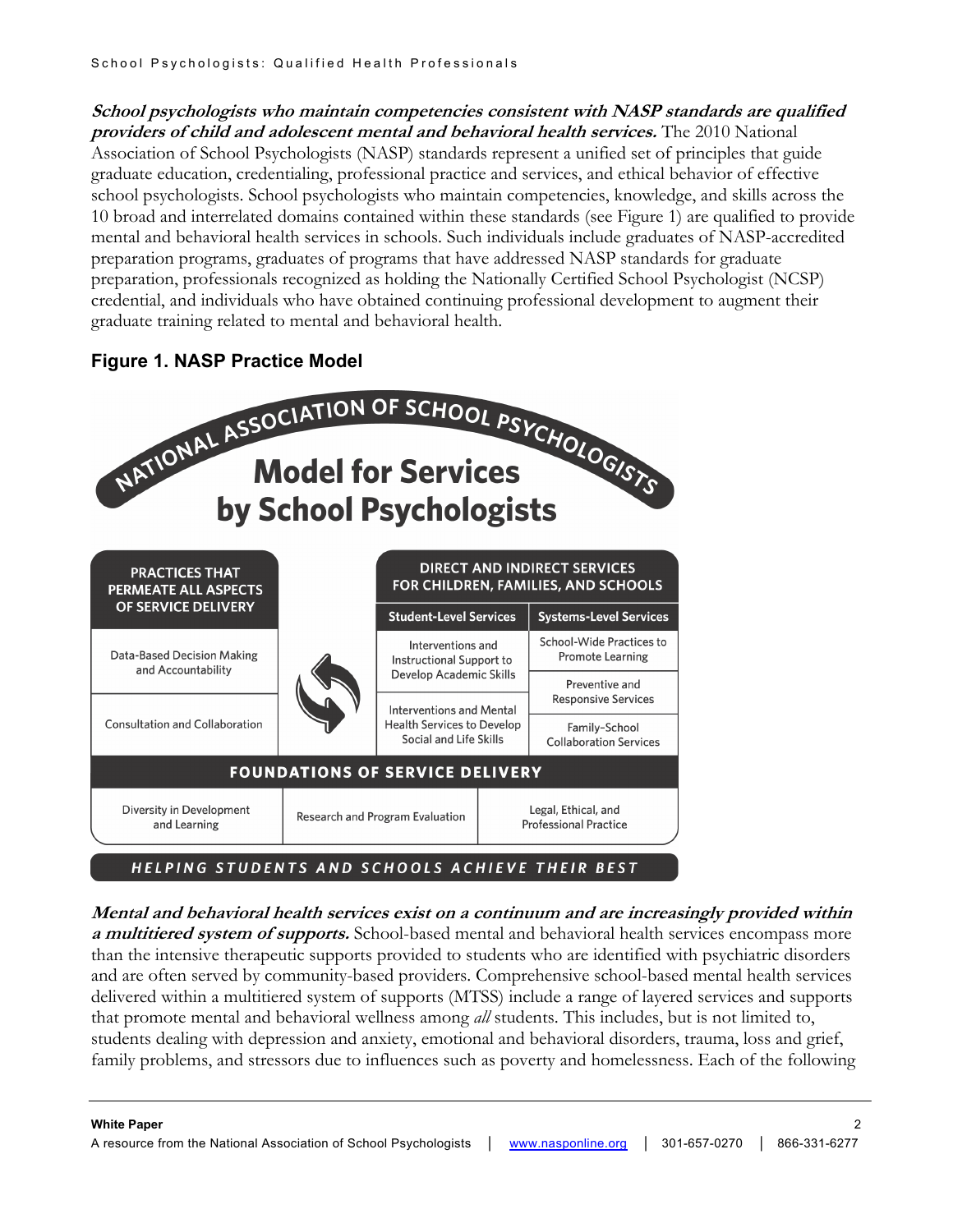***School psychologists who maintain competencies consistent with NASP standards are qualified providers of child and adolescent mental and behavioral health services.*** The 2010 National Association of School Psychologists (NASP) standards represent a unified set of principles that guide graduate education, credentialing, professional practice and services, and ethical behavior of effective school psychologists. School psychologists who maintain competencies, knowledge, and skills across the 10 broad and interrelated domains contained within these standards (see Figure 1) are qualified to provide mental and behavioral health services in schools. Such individuals include graduates of NASP-accredited preparation programs, graduates of programs that have addressed NASP standards for graduate preparation, professionals recognized as holding the Nationally Certified School Psychologist (NCSP) credential, and individuals who have obtained continuing professional development to augment their graduate training related to mental and behavioral health.

**Figure 1. NASP Practice Model**

NATIONAL ASSOCIATION OF SCHOOL PSYCHOLOGISTS

**Model for Services by School Psychologists**

| PRACTICES THAT PERMEATE ALL ASPECTS OF SERVICE DELIVERY | DIRECT AND INDIRECT SERVICES FOR CHILDREN, FAMILIES, AND SCHOOLS | |
|---|---|---|
| | **Student-Level Services** | **Systems-Level Services** |
| Data-Based Decision Making and Accountability | Interventions and Instructional Support to Develop Academic Skills | School-Wide Practices to Promote Learning |
| | | Preventive and Responsive Services |
| Consultation and Collaboration | Interventions and Mental Health Services to Develop Social and Life Skills | Family–School Collaboration Services |

| FOUNDATIONS OF SERVICE DELIVERY | | |
|---|---|---|
| Diversity in Development and Learning | Research and Program Evaluation | Legal, Ethical, and Professional Practice |

HELPING STUDENTS AND SCHOOLS ACHIEVE THEIR BEST

***Mental and behavioral health services exist on a continuum and are increasingly provided within a multitiered system of supports.*** School-based mental and behavioral health services encompass more than the intensive therapeutic supports provided to students who are identified with psychiatric disorders and are often served by community-based providers. Comprehensive school-based mental health services delivered within a multitiered system of supports (MTSS) include a range of layered services and supports that promote mental and behavioral wellness among *all* students. This includes, but is not limited to, students dealing with depression and anxiety, emotional and behavioral disorders, trauma, loss and grief, family problems, and stressors due to influences such as poverty and homelessness. Each of the following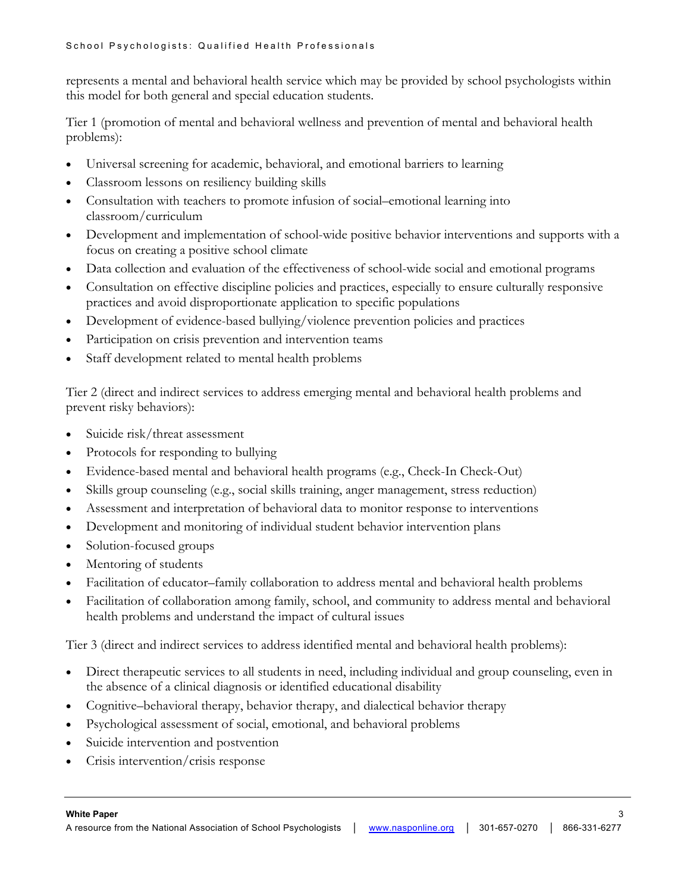represents a mental and behavioral health service which may be provided by school psychologists within this model for both general and special education students.

Tier 1 (promotion of mental and behavioral wellness and prevention of mental and behavioral health problems):

- Universal screening for academic, behavioral, and emotional barriers to learning
- Classroom lessons on resiliency building skills
- Consultation with teachers to promote infusion of social–emotional learning into classroom/curriculum
- Development and implementation of school-wide positive behavior interventions and supports with a focus on creating a positive school climate
- Data collection and evaluation of the effectiveness of school-wide social and emotional programs
- Consultation on effective discipline policies and practices, especially to ensure culturally responsive practices and avoid disproportionate application to specific populations
- Development of evidence-based bullying/violence prevention policies and practices
- Participation on crisis prevention and intervention teams
- Staff development related to mental health problems

Tier 2 (direct and indirect services to address emerging mental and behavioral health problems and prevent risky behaviors):

- Suicide risk/threat assessment
- Protocols for responding to bullying
- Evidence-based mental and behavioral health programs (e.g., Check-In Check-Out)
- Skills group counseling (e.g., social skills training, anger management, stress reduction)
- Assessment and interpretation of behavioral data to monitor response to interventions
- Development and monitoring of individual student behavior intervention plans
- Solution-focused groups
- Mentoring of students
- Facilitation of educator–family collaboration to address mental and behavioral health problems
- Facilitation of collaboration among family, school, and community to address mental and behavioral health problems and understand the impact of cultural issues

Tier 3 (direct and indirect services to address identified mental and behavioral health problems):

- Direct therapeutic services to all students in need, including individual and group counseling, even in the absence of a clinical diagnosis or identified educational disability
- Cognitive–behavioral therapy, behavior therapy, and dialectical behavior therapy
- Psychological assessment of social, emotional, and behavioral problems
- Suicide intervention and postvention
- Crisis intervention/crisis response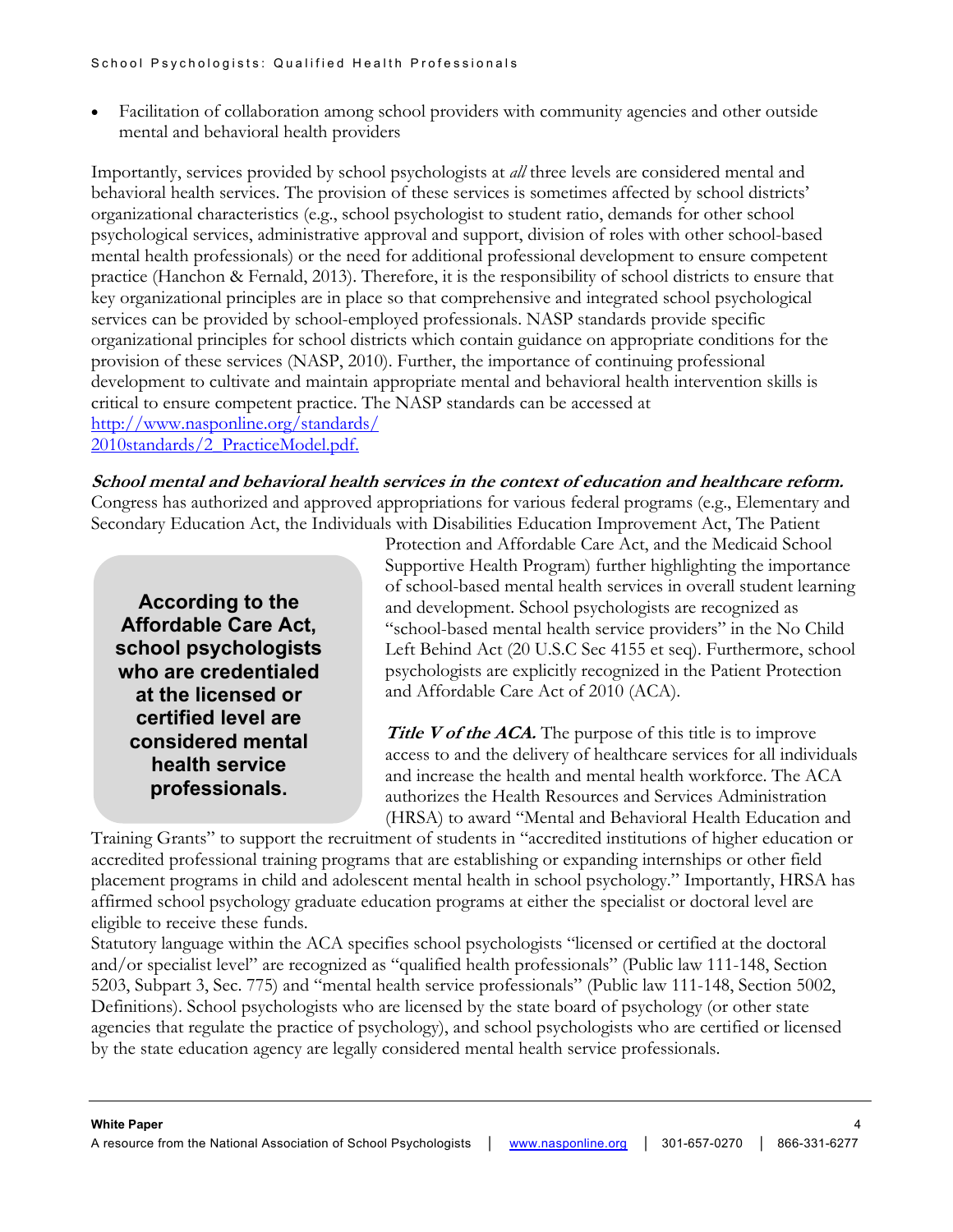- Facilitation of collaboration among school providers with community agencies and other outside mental and behavioral health providers

Importantly, services provided by school psychologists at *all* three levels are considered mental and behavioral health services. The provision of these services is sometimes affected by school districts' organizational characteristics (e.g., school psychologist to student ratio, demands for other school psychological services, administrative approval and support, division of roles with other school-based mental health professionals) or the need for additional professional development to ensure competent practice (Hanchon & Fernald, 2013). Therefore, it is the responsibility of school districts to ensure that key organizational principles are in place so that comprehensive and integrated school psychological services can be provided by school-employed professionals. NASP standards provide specific organizational principles for school districts which contain guidance on appropriate conditions for the provision of these services (NASP, 2010). Further, the importance of continuing professional development to cultivate and maintain appropriate mental and behavioral health intervention skills is critical to ensure competent practice. The NASP standards can be accessed at [http://www.nasponline.org/standards/2010standards/2_PracticeModel.pdf.](http://www.nasponline.org/standards/2010standards/2_PracticeModel.pdf)

***School mental and behavioral health services in the context of education and healthcare reform.*** Congress has authorized and approved appropriations for various federal programs (e.g., Elementary and Secondary Education Act, the Individuals with Disabilities Education Improvement Act, The Patient Protection and Affordable Care Act, and the Medicaid School Supportive Health Program) further highlighting the importance of school-based mental health services in overall student learning and development. School psychologists are recognized as "school-based mental health service providers" in the No Child Left Behind Act (20 U.S.C Sec 4155 et seq). Furthermore, school psychologists are explicitly recognized in the Patient Protection and Affordable Care Act of 2010 (ACA).

> **According to the Affordable Care Act, school psychologists who are credentialed at the licensed or certified level are considered mental health service professionals.**

***Title V of the ACA.*** The purpose of this title is to improve access to and the delivery of healthcare services for all individuals and increase the health and mental health workforce. The ACA authorizes the Health Resources and Services Administration (HRSA) to award "Mental and Behavioral Health Education and Training Grants" to support the recruitment of students in "accredited institutions of higher education or accredited professional training programs that are establishing or expanding internships or other field placement programs in child and adolescent mental health in school psychology." Importantly, HRSA has affirmed school psychology graduate education programs at either the specialist or doctoral level are eligible to receive these funds.

Statutory language within the ACA specifies school psychologists "licensed or certified at the doctoral and/or specialist level" are recognized as "qualified health professionals" (Public law 111-148, Section 5203, Subpart 3, Sec. 775) and "mental health service professionals" (Public law 111-148, Section 5002, Definitions). School psychologists who are licensed by the state board of psychology (or other state agencies that regulate the practice of psychology), and school psychologists who are certified or licensed by the state education agency are legally considered mental health service professionals.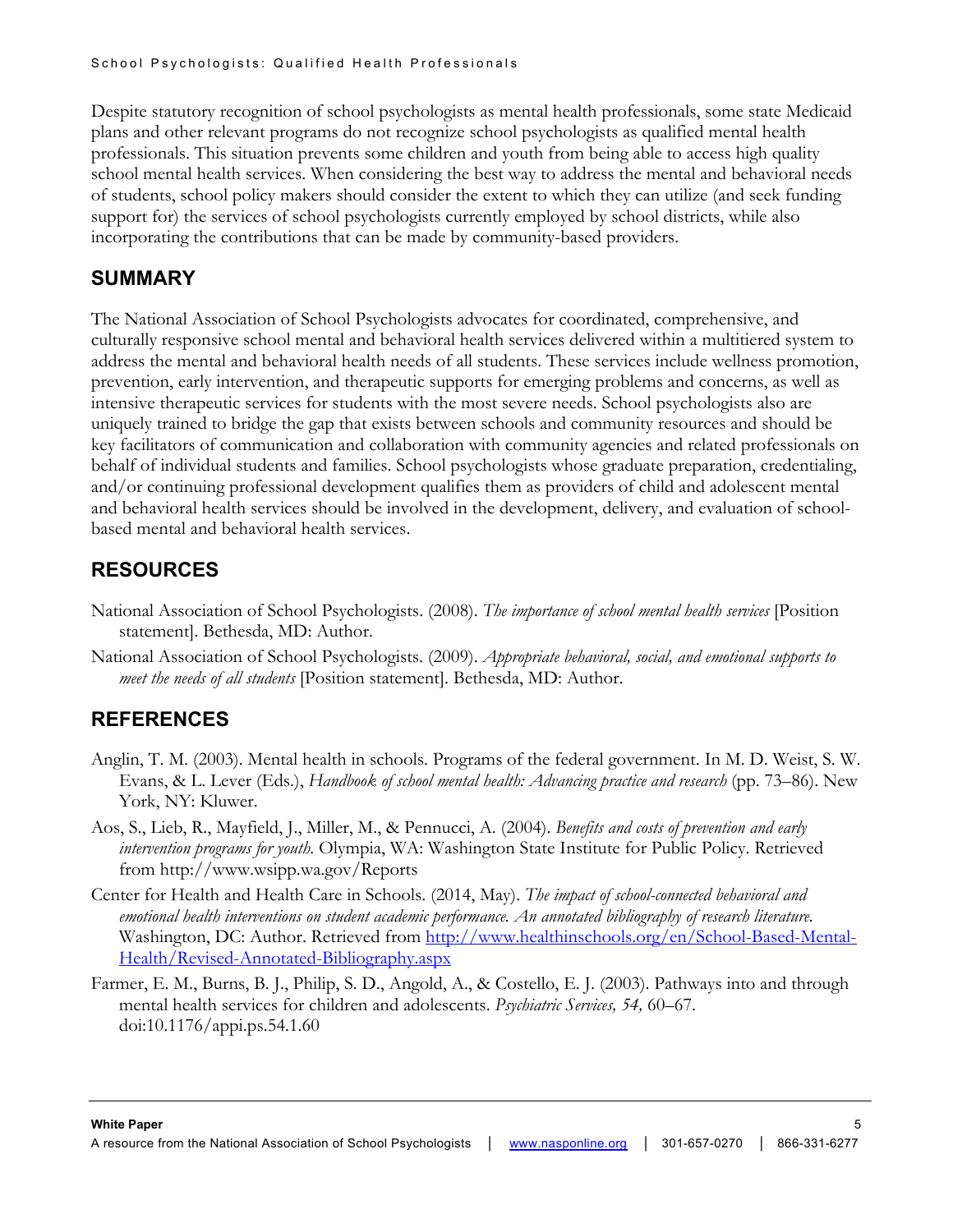Despite statutory recognition of school psychologists as mental health professionals, some state Medicaid plans and other relevant programs do not recognize school psychologists as qualified mental health professionals. This situation prevents some children and youth from being able to access high quality school mental health services. When considering the best way to address the mental and behavioral needs of students, school policy makers should consider the extent to which they can utilize (and seek funding support for) the services of school psychologists currently employed by school districts, while also incorporating the contributions that can be made by community-based providers.

## SUMMARY

The National Association of School Psychologists advocates for coordinated, comprehensive, and culturally responsive school mental and behavioral health services delivered within a multitiered system to address the mental and behavioral health needs of all students. These services include wellness promotion, prevention, early intervention, and therapeutic supports for emerging problems and concerns, as well as intensive therapeutic services for students with the most severe needs. School psychologists also are uniquely trained to bridge the gap that exists between schools and community resources and should be key facilitators of communication and collaboration with community agencies and related professionals on behalf of individual students and families. School psychologists whose graduate preparation, credentialing, and/or continuing professional development qualifies them as providers of child and adolescent mental and behavioral health services should be involved in the development, delivery, and evaluation of school-based mental and behavioral health services.

## RESOURCES

National Association of School Psychologists. (2008). *The importance of school mental health services* [Position statement]. Bethesda, MD: Author.

National Association of School Psychologists. (2009). *Appropriate behavioral, social, and emotional supports to meet the needs of all students* [Position statement]. Bethesda, MD: Author.

## REFERENCES

Anglin, T. M. (2003). Mental health in schools. Programs of the federal government. In M. D. Weist, S. W. Evans, & L. Lever (Eds.), *Handbook of school mental health: Advancing practice and research* (pp. 73–86). New York, NY: Kluwer.

Aos, S., Lieb, R., Mayfield, J., Miller, M., & Pennucci, A. (2004). *Benefits and costs of prevention and early intervention programs for youth.* Olympia, WA: Washington State Institute for Public Policy. Retrieved from http://www.wsipp.wa.gov/Reports

Center for Health and Health Care in Schools. (2014, May). *The impact of school-connected behavioral and emotional health interventions on student academic performance. An annotated bibliography of research literature.* Washington, DC: Author. Retrieved from http://www.healthinschools.org/en/School-Based-Mental-Health/Revised-Annotated-Bibliography.aspx

Farmer, E. M., Burns, B. J., Philip, S. D., Angold, A., & Costello, E. J. (2003). Pathways into and through mental health services for children and adolescents. *Psychiatric Services, 54,* 60–67. doi:10.1176/appi.ps.54.1.60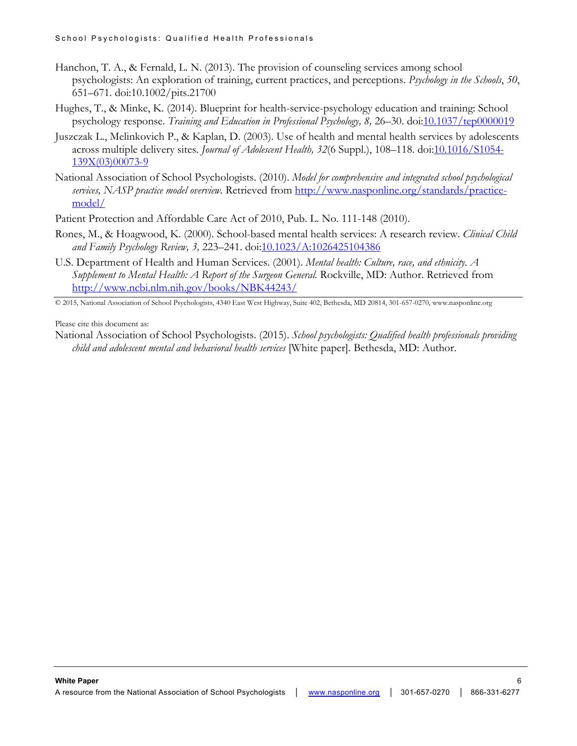Hanchon, T. A., & Fernald, L. N. (2013). The provision of counseling services among school psychologists: An exploration of training, current practices, and perceptions. *Psychology in the Schools*, *50*, 651–671. doi:10.1002/pits.21700

Hughes, T., & Minke, K. (2014). Blueprint for health-service-psychology education and training: School psychology response. *Training and Education in Professional Psychology, 8,* 26–30. doi:10.1037/tep0000019

Juszczak L., Melinkovich P., & Kaplan, D. (2003). Use of health and mental health services by adolescents across multiple delivery sites. *Journal of Adolescent Health, 32*(6 Suppl.), 108–118. doi:10.1016/S1054-139X(03)00073-9

National Association of School Psychologists. (2010). *Model for comprehensive and integrated school psychological services, NASP practice model overview.* Retrieved from http://www.nasponline.org/standards/practice-model/

Patient Protection and Affordable Care Act of 2010, Pub. L. No. 111-148 (2010).

Rones, M., & Hoagwood, K. (2000). School-based mental health services: A research review. *Clinical Child and Family Psychology Review, 3,* 223–241. doi:10.1023/A:1026425104386

U.S. Department of Health and Human Services. (2001). *Mental health: Culture, race, and ethnicity. A Supplement to Mental Health: A Report of the Surgeon General.* Rockville, MD: Author. Retrieved from http://www.ncbi.nlm.nih.gov/books/NBK44243/

© 2015, National Association of School Psychologists, 4340 East West Highway, Suite 402, Bethesda, MD 20814, 301-657-0270, www.nasponline.org

Please cite this document as:

National Association of School Psychologists. (2015). *School psychologists: Qualified health professionals providing child and adolescent mental and behavioral health services* [White paper]. Bethesda, MD: Author.